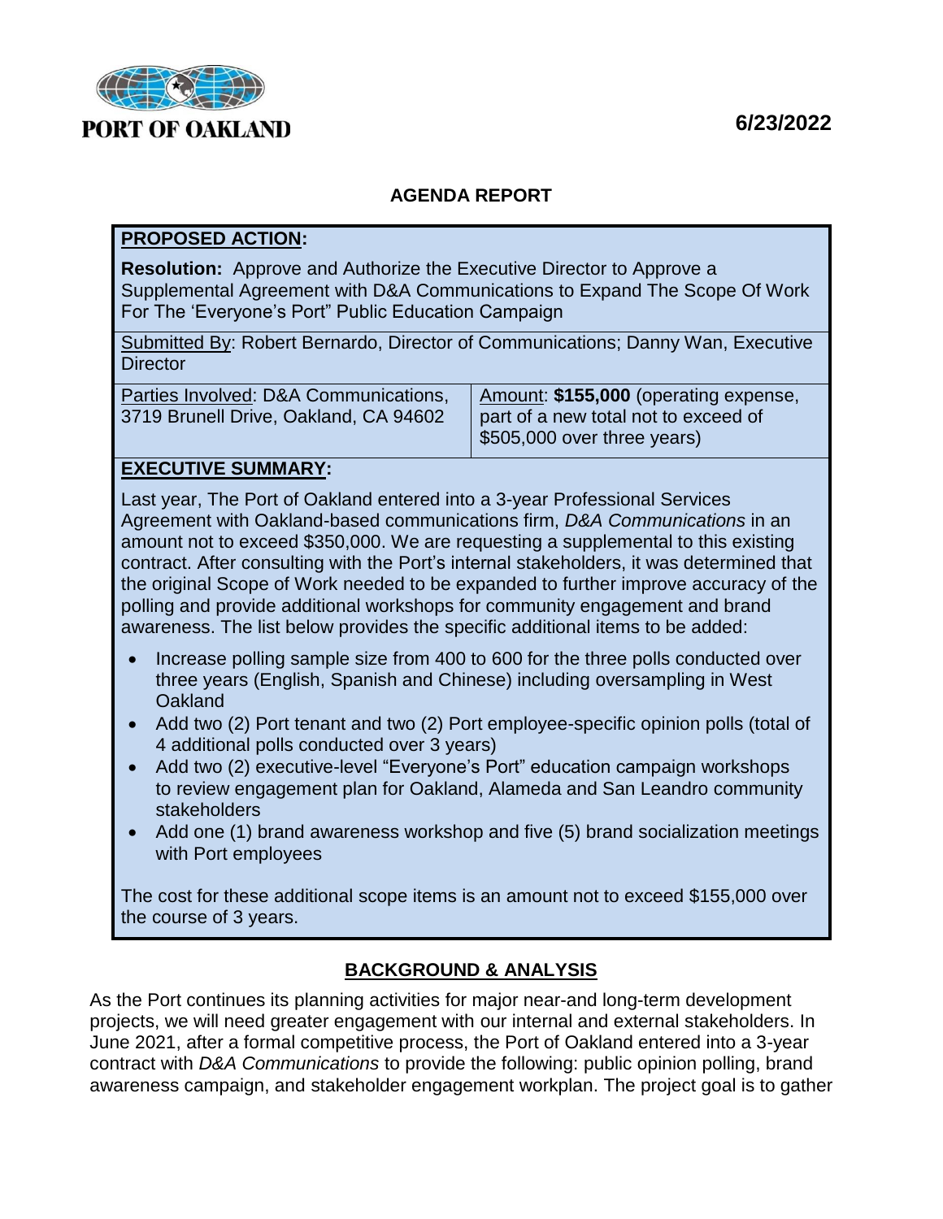PORT OF OAKLAND

6/23/2022

## AGENDA REPORT

**PROPOSED ACTION:**

**Resolution:** Approve and Authorize the Executive Director to Approve a Supplemental Agreement with D&A Communications to Expand The Scope Of Work For The 'Everyone's Port" Public Education Campaign

Submitted By: Robert Bernardo, Director of Communications; Danny Wan, Executive Director

| Parties Involved: D&A Communications, 3719 Brunell Drive, Oakland, CA 94602 | Amount: **$155,000** (operating expense, part of a new total not to exceed of $505,000 over three years) |
|---|---|

**EXECUTIVE SUMMARY:**

Last year, The Port of Oakland entered into a 3-year Professional Services Agreement with Oakland-based communications firm, *D&A Communications* in an amount not to exceed $350,000. We are requesting a supplemental to this existing contract. After consulting with the Port's internal stakeholders, it was determined that the original Scope of Work needed to be expanded to further improve accuracy of the polling and provide additional workshops for community engagement and brand awareness. The list below provides the specific additional items to be added:

- Increase polling sample size from 400 to 600 for the three polls conducted over three years (English, Spanish and Chinese) including oversampling in West Oakland
- Add two (2) Port tenant and two (2) Port employee-specific opinion polls (total of 4 additional polls conducted over 3 years)
- Add two (2) executive-level "Everyone's Port" education campaign workshops to review engagement plan for Oakland, Alameda and San Leandro community stakeholders
- Add one (1) brand awareness workshop and five (5) brand socialization meetings with Port employees

The cost for these additional scope items is an amount not to exceed $155,000 over the course of 3 years.

## BACKGROUND & ANALYSIS

As the Port continues its planning activities for major near-and long-term development projects, we will need greater engagement with our internal and external stakeholders. In June 2021, after a formal competitive process, the Port of Oakland entered into a 3-year contract with *D&A Communications* to provide the following: public opinion polling, brand awareness campaign, and stakeholder engagement workplan. The project goal is to gather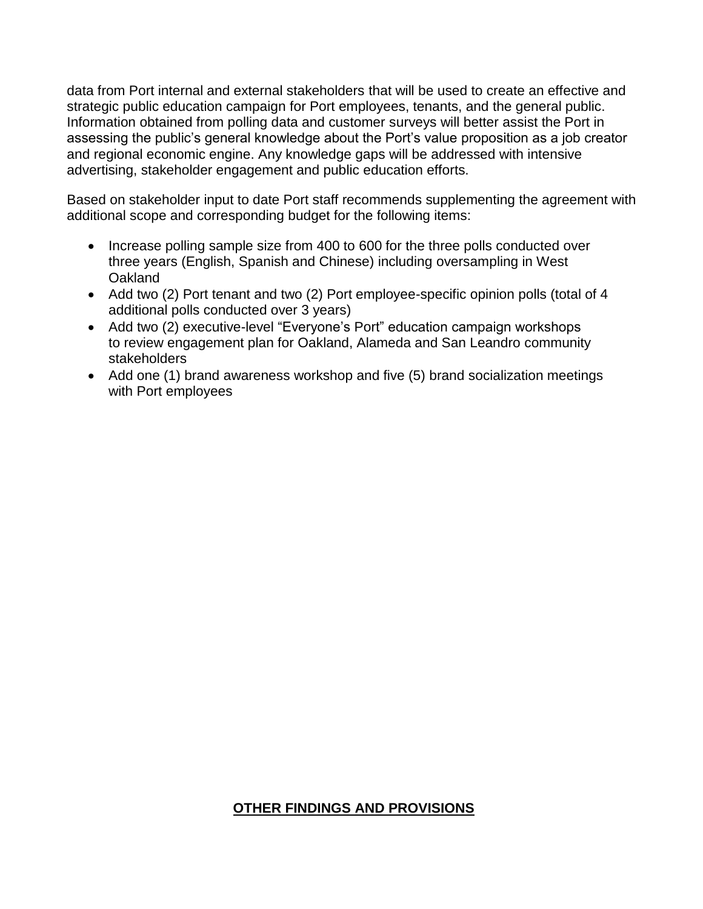data from Port internal and external stakeholders that will be used to create an effective and strategic public education campaign for Port employees, tenants, and the general public. Information obtained from polling data and customer surveys will better assist the Port in assessing the public's general knowledge about the Port's value proposition as a job creator and regional economic engine. Any knowledge gaps will be addressed with intensive advertising, stakeholder engagement and public education efforts.

Based on stakeholder input to date Port staff recommends supplementing the agreement with additional scope and corresponding budget for the following items:

- Increase polling sample size from 400 to 600 for the three polls conducted over three years (English, Spanish and Chinese) including oversampling in West Oakland
- Add two (2) Port tenant and two (2) Port employee-specific opinion polls (total of 4 additional polls conducted over 3 years)
- Add two (2) executive-level "Everyone's Port" education campaign workshops to review engagement plan for Oakland, Alameda and San Leandro community stakeholders
- Add one (1) brand awareness workshop and five (5) brand socialization meetings with Port employees

## OTHER FINDINGS AND PROVISIONS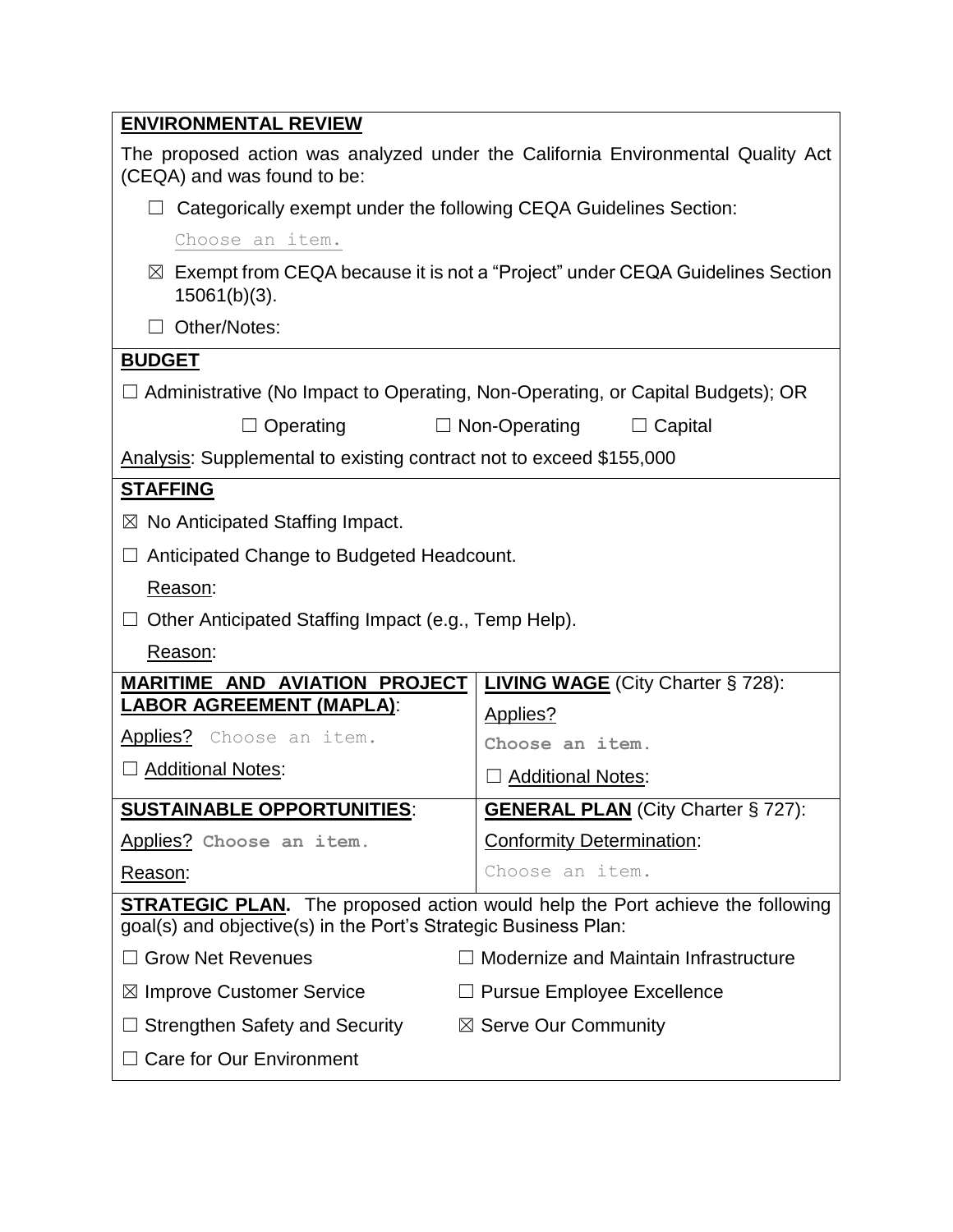**ENVIRONMENTAL REVIEW**

The proposed action was analyzed under the California Environmental Quality Act (CEQA) and was found to be:

☐ Categorically exempt under the following CEQA Guidelines Section:

Choose an item.

☒ Exempt from CEQA because it is not a "Project" under CEQA Guidelines Section 15061(b)(3).

☐ Other/Notes:

**BUDGET**

☐ Administrative (No Impact to Operating, Non-Operating, or Capital Budgets); OR

☐ Operating ☐ Non-Operating ☐ Capital

Analysis: Supplemental to existing contract not to exceed $155,000

**STAFFING**

☒ No Anticipated Staffing Impact.

☐ Anticipated Change to Budgeted Headcount.

Reason:

☐ Other Anticipated Staffing Impact (e.g., Temp Help).

Reason:

| | |
|---|---|
| **MARITIME AND AVIATION PROJECT LABOR AGREEMENT (MAPLA)**:<br>Applies? Choose an item.<br>☐ Additional Notes: | **LIVING WAGE** (City Charter § 728):<br>Applies?<br>**Choose an item.**<br>☐ Additional Notes: |
| **SUSTAINABLE OPPORTUNITIES**:<br>Applies? **Choose an item.**<br>Reason: | **GENERAL PLAN** (City Charter § 727):<br>Conformity Determination:<br>Choose an item. |

**STRATEGIC PLAN.** The proposed action would help the Port achieve the following goal(s) and objective(s) in the Port's Strategic Business Plan:

| | |
|---|---|
| ☐ Grow Net Revenues | ☐ Modernize and Maintain Infrastructure |
| ☒ Improve Customer Service | ☐ Pursue Employee Excellence |
| ☐ Strengthen Safety and Security | ☒ Serve Our Community |
| ☐ Care for Our Environment | |